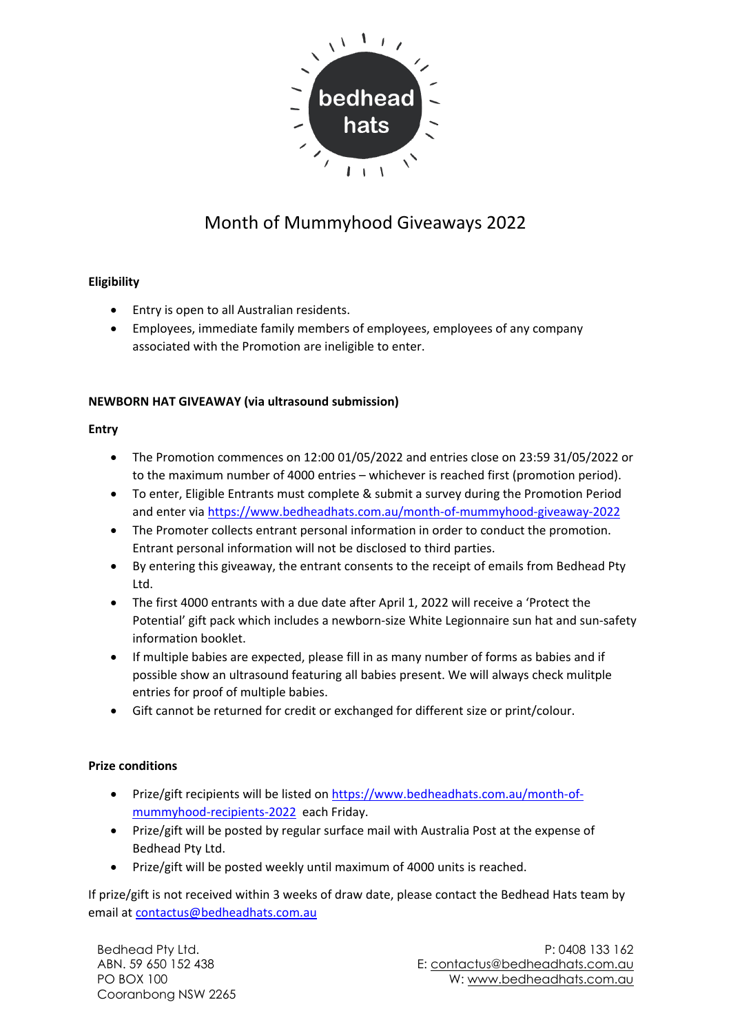bedhead hats

# Month of Mummyhood Giveaways 2022

**Eligibility**

- Entry is open to all Australian residents.
- Employees, immediate family members of employees, employees of any company associated with the Promotion are ineligible to enter.

**NEWBORN HAT GIVEAWAY (via ultrasound submission)**

**Entry**

- The Promotion commences on 12:00 01/05/2022 and entries close on 23:59 31/05/2022 or to the maximum number of 4000 entries – whichever is reached first (promotion period).
- To enter, Eligible Entrants must complete & submit a survey during the Promotion Period and enter via https://www.bedheadhats.com.au/month-of-mummyhood-giveaway-2022
- The Promoter collects entrant personal information in order to conduct the promotion. Entrant personal information will not be disclosed to third parties.
- By entering this giveaway, the entrant consents to the receipt of emails from Bedhead Pty Ltd.
- The first 4000 entrants with a due date after April 1, 2022 will receive a 'Protect the Potential' gift pack which includes a newborn-size White Legionnaire sun hat and sun-safety information booklet.
- If multiple babies are expected, please fill in as many number of forms as babies and if possible show an ultrasound featuring all babies present. We will always check mulitple entries for proof of multiple babies.
- Gift cannot be returned for credit or exchanged for different size or print/colour.

**Prize conditions**

- Prize/gift recipients will be listed on https://www.bedheadhats.com.au/month-of-mummyhood-recipients-2022 each Friday.
- Prize/gift will be posted by regular surface mail with Australia Post at the expense of Bedhead Pty Ltd.
- Prize/gift will be posted weekly until maximum of 4000 units is reached.

If prize/gift is not received within 3 weeks of draw date, please contact the Bedhead Hats team by email at contactus@bedheadhats.com.au

Bedhead Pty Ltd.
ABN. 59 650 152 438
PO BOX 100
Cooranbong NSW 2265

P: 0408 133 162
E: contactus@bedheadhats.com.au
W: www.bedheadhats.com.au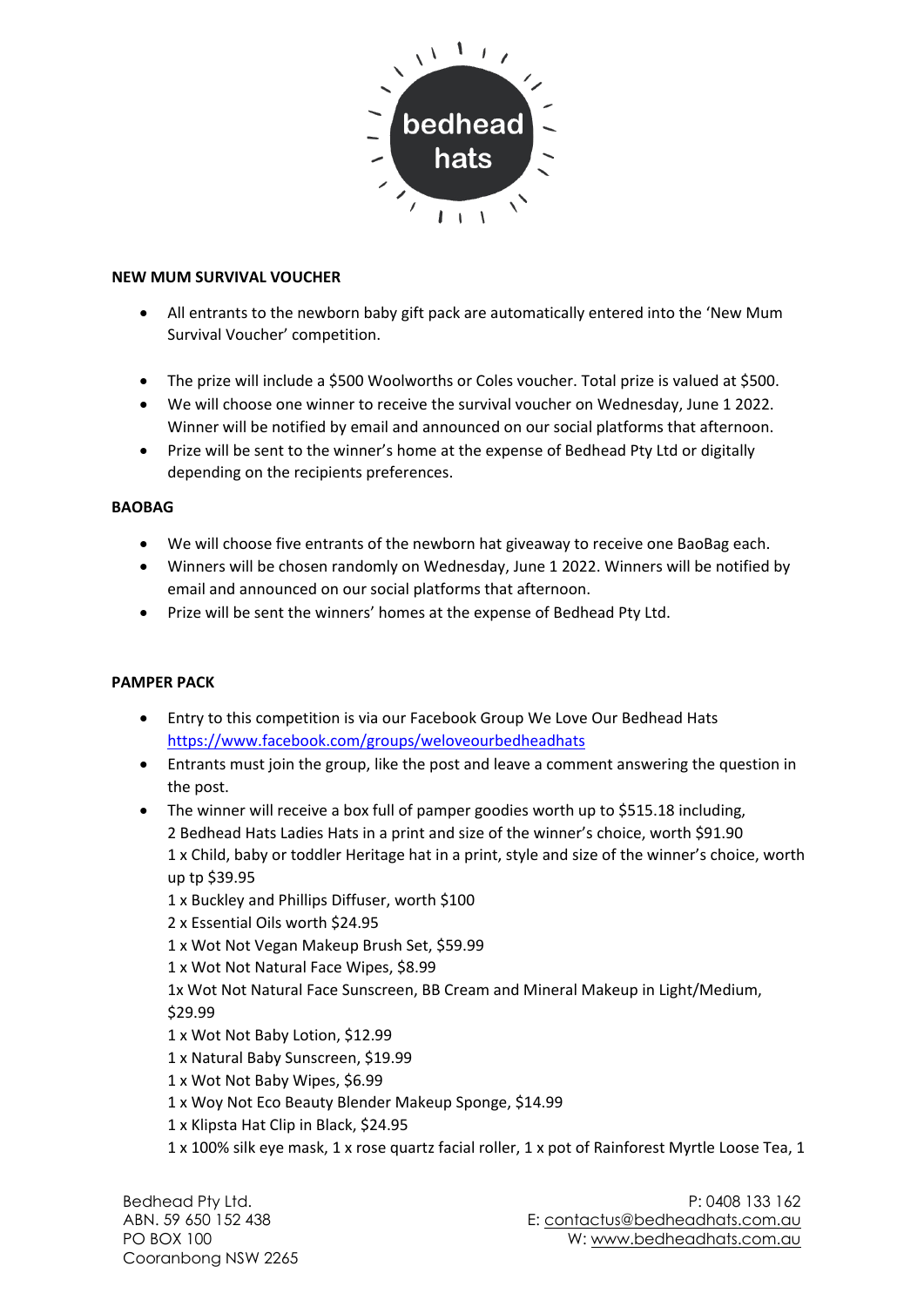**NEW MUM SURVIVAL VOUCHER**

- All entrants to the newborn baby gift pack are automatically entered into the 'New Mum Survival Voucher' competition.
- The prize will include a $500 Woolworths or Coles voucher. Total prize is valued at $500.
- We will choose one winner to receive the survival voucher on Wednesday, June 1 2022. Winner will be notified by email and announced on our social platforms that afternoon.
- Prize will be sent to the winner's home at the expense of Bedhead Pty Ltd or digitally depending on the recipients preferences.

**BAOBAG**

- We will choose five entrants of the newborn hat giveaway to receive one BaoBag each.
- Winners will be chosen randomly on Wednesday, June 1 2022. Winners will be notified by email and announced on our social platforms that afternoon.
- Prize will be sent the winners' homes at the expense of Bedhead Pty Ltd.

**PAMPER PACK**

- Entry to this competition is via our Facebook Group We Love Our Bedhead Hats https://www.facebook.com/groups/weloveourbedheadhats
- Entrants must join the group, like the post and leave a comment answering the question in the post.
- The winner will receive a box full of pamper goodies worth up to $515.18 including,
  2 Bedhead Hats Ladies Hats in a print and size of the winner's choice, worth $91.90
  1 x Child, baby or toddler Heritage hat in a print, style and size of the winner's choice, worth up tp $39.95
  1 x Buckley and Phillips Diffuser, worth $100
  2 x Essential Oils worth $24.95
  1 x Wot Not Vegan Makeup Brush Set, $59.99
  1 x Wot Not Natural Face Wipes, $8.99
  1x Wot Not Natural Face Sunscreen, BB Cream and Mineral Makeup in Light/Medium, $29.99
  1 x Wot Not Baby Lotion, $12.99
  1 x Natural Baby Sunscreen, $19.99
  1 x Wot Not Baby Wipes, $6.99
  1 x Woy Not Eco Beauty Blender Makeup Sponge, $14.99
  1 x Klipsta Hat Clip in Black, $24.95
  1 x 100% silk eye mask, 1 x rose quartz facial roller, 1 x pot of Rainforest Myrtle Loose Tea, 1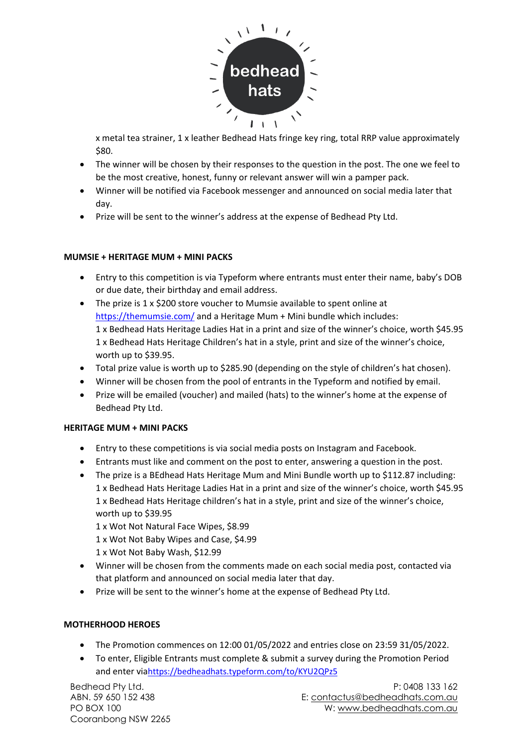x metal tea strainer, 1 x leather Bedhead Hats fringe key ring, total RRP value approximately $80.

- The winner will be chosen by their responses to the question in the post. The one we feel to be the most creative, honest, funny or relevant answer will win a pamper pack.
- Winner will be notified via Facebook messenger and announced on social media later that day.
- Prize will be sent to the winner's address at the expense of Bedhead Pty Ltd.

**MUMSIE + HERITAGE MUM + MINI PACKS**

- Entry to this competition is via Typeform where entrants must enter their name, baby's DOB or due date, their birthday and email address.
- The prize is 1 x $200 store voucher to Mumsie available to spent online at https://themumsie.com/ and a Heritage Mum + Mini bundle which includes:
  1 x Bedhead Hats Heritage Ladies Hat in a print and size of the winner's choice, worth $45.95
  1 x Bedhead Hats Heritage Children's hat in a style, print and size of the winner's choice, worth up to $39.95.
- Total prize value is worth up to $285.90 (depending on the style of children's hat chosen).
- Winner will be chosen from the pool of entrants in the Typeform and notified by email.
- Prize will be emailed (voucher) and mailed (hats) to the winner's home at the expense of Bedhead Pty Ltd.

**HERITAGE MUM + MINI PACKS**

- Entry to these competitions is via social media posts on Instagram and Facebook.
- Entrants must like and comment on the post to enter, answering a question in the post.
- The prize is a BEdhead Hats Heritage Mum and Mini Bundle worth up to $112.87 including:
  1 x Bedhead Hats Heritage Ladies Hat in a print and size of the winner's choice, worth $45.95
  1 x Bedhead Hats Heritage children's hat in a style, print and size of the winner's choice, worth up to $39.95
  1 x Wot Not Natural Face Wipes, $8.99
  1 x Wot Not Baby Wipes and Case, $4.99
  1 x Wot Not Baby Wash, $12.99
- Winner will be chosen from the comments made on each social media post, contacted via that platform and announced on social media later that day.
- Prize will be sent to the winner's home at the expense of Bedhead Pty Ltd.

**MOTHERHOOD HEROES**

- The Promotion commences on 12:00 01/05/2022 and entries close on 23:59 31/05/2022.
- To enter, Eligible Entrants must complete & submit a survey during the Promotion Period and enter viahttps://bedheadhats.typeform.com/to/KYU2QPz5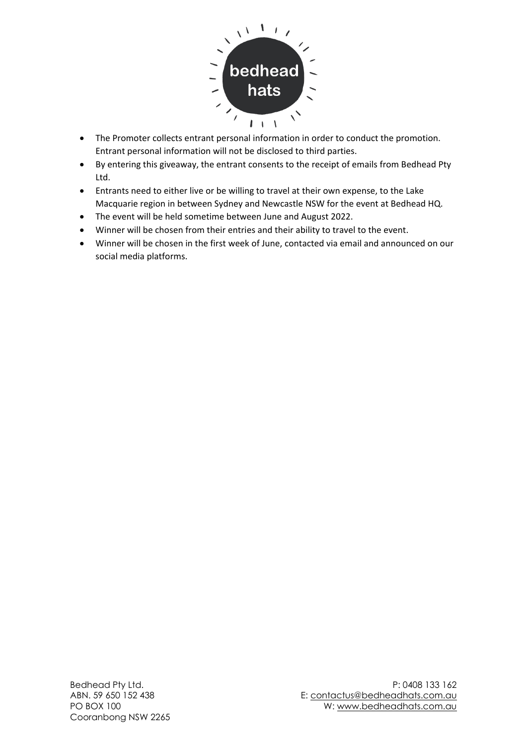- The Promoter collects entrant personal information in order to conduct the promotion. Entrant personal information will not be disclosed to third parties.
- By entering this giveaway, the entrant consents to the receipt of emails from Bedhead Pty Ltd.
- Entrants need to either live or be willing to travel at their own expense, to the Lake Macquarie region in between Sydney and Newcastle NSW for the event at Bedhead HQ.
- The event will be held sometime between June and August 2022.
- Winner will be chosen from their entries and their ability to travel to the event.
- Winner will be chosen in the first week of June, contacted via email and announced on our social media platforms.